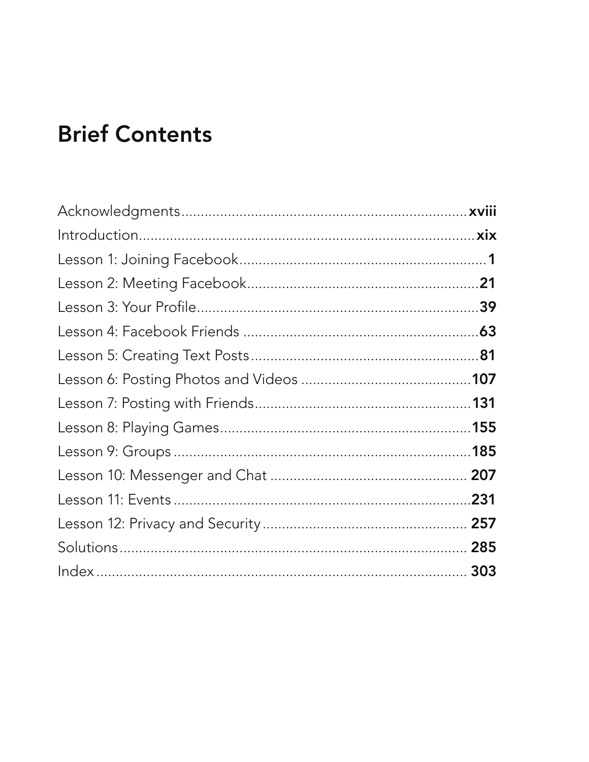# Brief Contents

| | |
|---|---|
| Acknowledgments | **xviii** |
| Introduction | **xix** |
| Lesson 1: Joining Facebook | **1** |
| Lesson 2: Meeting Facebook | **21** |
| Lesson 3: Your Profile | **39** |
| Lesson 4: Facebook Friends | **63** |
| Lesson 5: Creating Text Posts | **81** |
| Lesson 6: Posting Photos and Videos | **107** |
| Lesson 7: Posting with Friends | **131** |
| Lesson 8: Playing Games | **155** |
| Lesson 9: Groups | **185** |
| Lesson 10: Messenger and Chat | **207** |
| Lesson 11: Events | **231** |
| Lesson 12: Privacy and Security | **257** |
| Solutions | **285** |
| Index | **303** |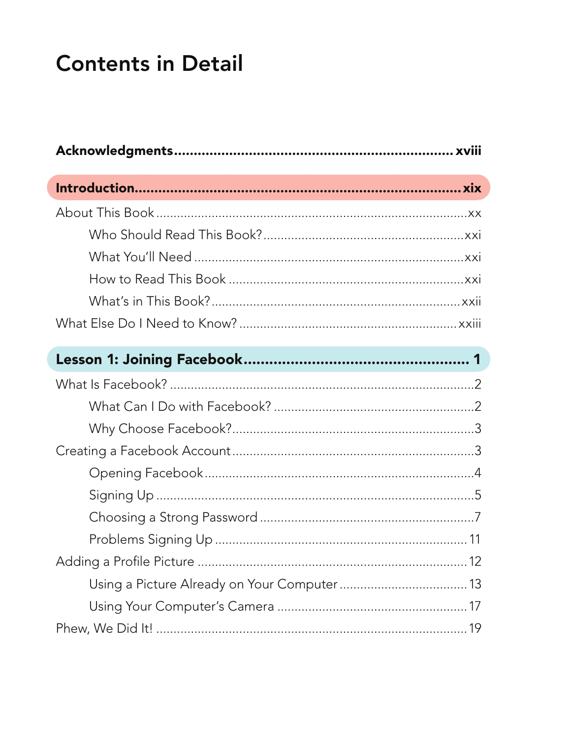# Contents in Detail

**Acknowledgments** .................................................. **xviii**

**Introduction** .................................................. **xix**

About This Book .................................................. xx

- Who Should Read This Book? .................................................. xxi
- What You'll Need .................................................. xxi
- How to Read This Book .................................................. xxi
- What's in This Book? .................................................. xxii

What Else Do I Need to Know? .................................................. xxiii

**Lesson 1: Joining Facebook** .................................................. **1**

What Is Facebook? .................................................. 2

- What Can I Do with Facebook? .................................................. 2
- Why Choose Facebook? .................................................. 3

Creating a Facebook Account .................................................. 3

- Opening Facebook .................................................. 4
- Signing Up .................................................. 5
- Choosing a Strong Password .................................................. 7
- Problems Signing Up .................................................. 11

Adding a Profile Picture .................................................. 12

- Using a Picture Already on Your Computer .................................................. 13
- Using Your Computer's Camera .................................................. 17

Phew, We Did It! .................................................. 19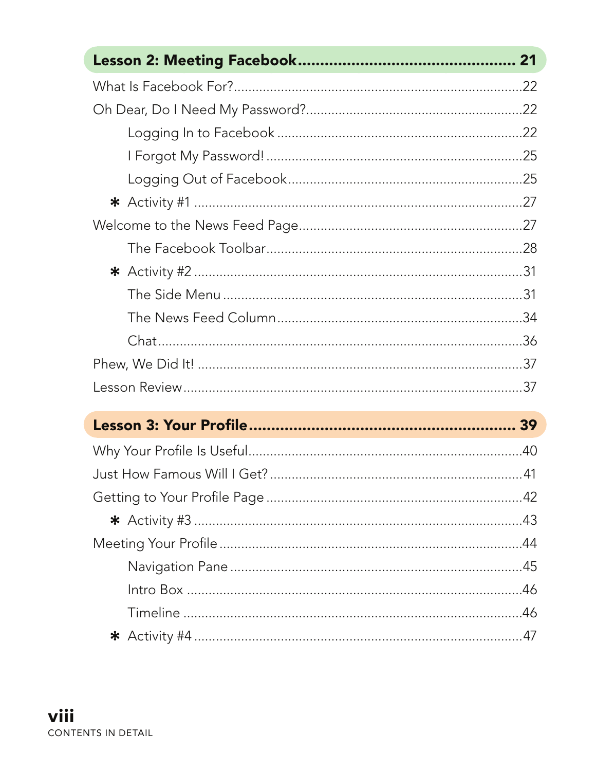**Lesson 2: Meeting Facebook.............................................. 21**

What Is Facebook For?........................................................................22

Oh Dear, Do I Need My Password?.....................................................22

    Logging In to Facebook ..............................................................22

    I Forgot My Password! .................................................................25

    Logging Out of Facebook.............................................................25

  * Activity #1 ...................................................................................27

Welcome to the News Feed Page.........................................................27

    The Facebook Toolbar..................................................................28

  * Activity #2 ...................................................................................31

    The Side Menu ............................................................................31

    The News Feed Column...............................................................34

    Chat...............................................................................................36

Phew, We Did It! ....................................................................................37

Lesson Review.........................................................................................37

**Lesson 3: Your Profile........................................................ 39**

Why Your Profile Is Useful.......................................................................40

Just How Famous Will I Get? ..................................................................41

Getting to Your Profile Page ...................................................................42

  * Activity #3 ...................................................................................43

Meeting Your Profile ...............................................................................44

    Navigation Pane ...........................................................................45

    Intro Box .......................................................................................46

    Timeline ........................................................................................46

  * Activity #4 ...................................................................................47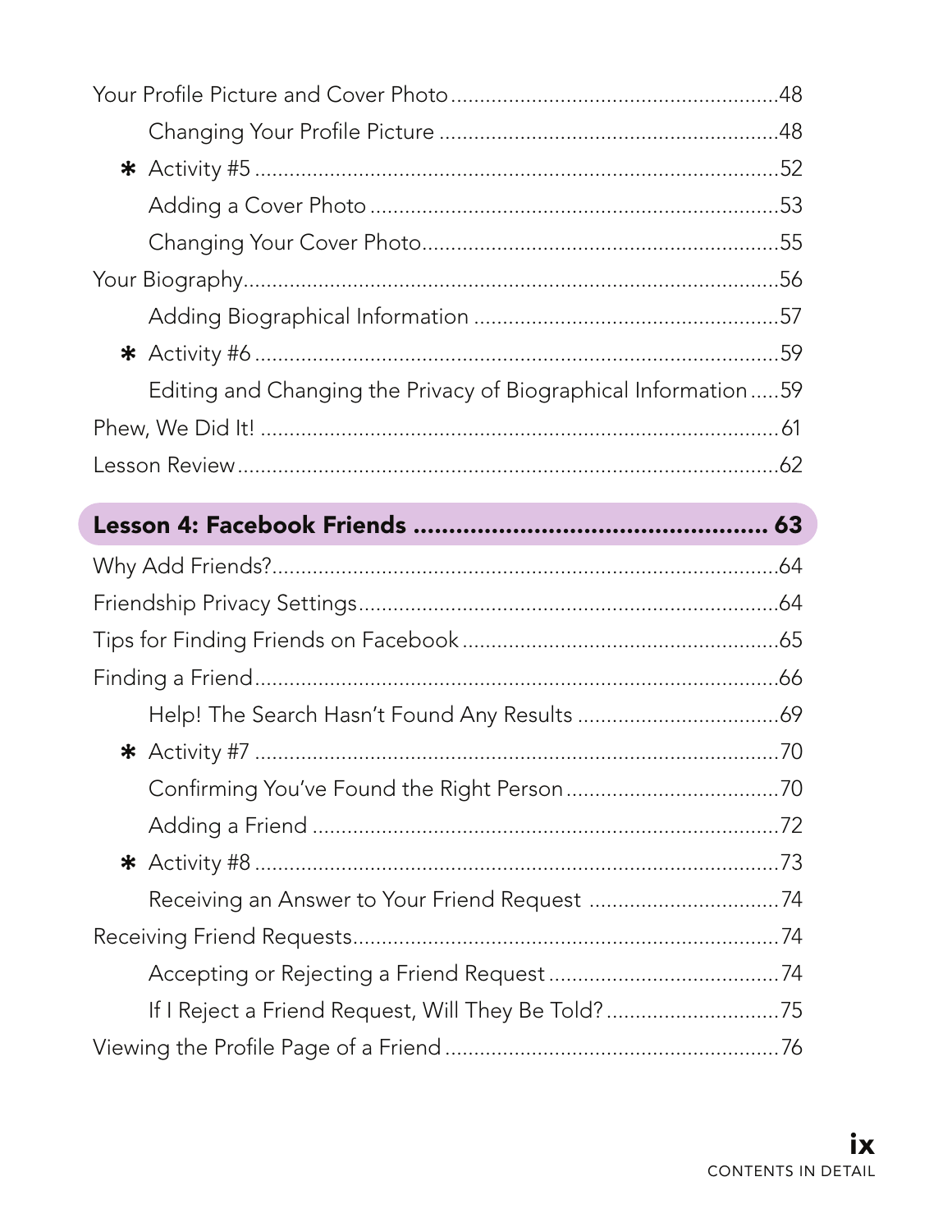Your Profile Picture and Cover Photo ........................................................48

- Changing Your Profile Picture ........................................................48
- * Activity #5 ........................................................52
- Adding a Cover Photo ........................................................53
- Changing Your Cover Photo........................................................55

Your Biography........................................................56

- Adding Biographical Information ........................................................57
- * Activity #6 ........................................................59
- Editing and Changing the Privacy of Biographical Information .....59

Phew, We Did It! ........................................................61

Lesson Review........................................................62

## Lesson 4: Facebook Friends ........................................................ 63

Why Add Friends?........................................................64

Friendship Privacy Settings........................................................64

Tips for Finding Friends on Facebook ........................................................65

Finding a Friend........................................................66

- Help! The Search Hasn't Found Any Results ........................................................69
- * Activity #7 ........................................................70
- Confirming You've Found the Right Person........................................................70
- Adding a Friend ........................................................72
- * Activity #8 ........................................................73
- Receiving an Answer to Your Friend Request ........................................................74

Receiving Friend Requests........................................................74

- Accepting or Rejecting a Friend Request ........................................................74
- If I Reject a Friend Request, Will They Be Told?........................................................75

Viewing the Profile Page of a Friend ........................................................76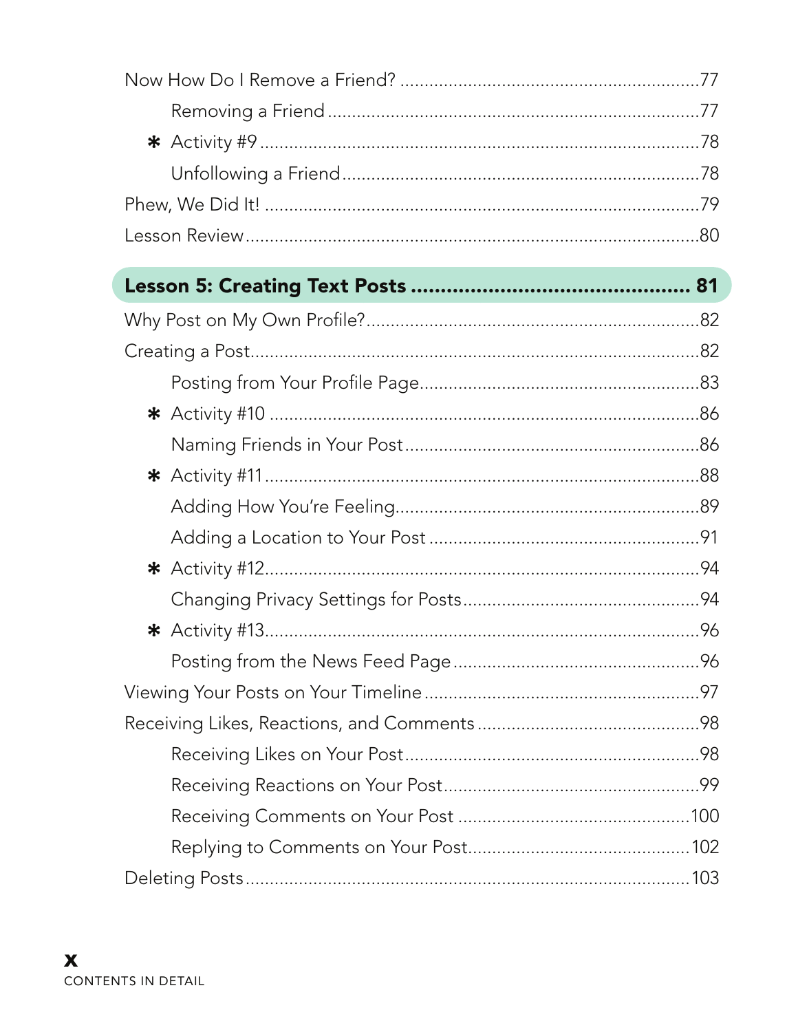Now How Do I Remove a Friend? ....................................................77

Removing a Friend ....................................................77

* Activity #9 ....................................................78

Unfollowing a Friend ....................................................78

Phew, We Did It! ....................................................79

Lesson Review ....................................................80

## Lesson 5: Creating Text Posts .................................... 81

Why Post on My Own Profile? ....................................................82

Creating a Post ....................................................82

Posting from Your Profile Page ....................................................83

* Activity #10 ....................................................86

Naming Friends in Your Post ....................................................86

* Activity #11 ....................................................88

Adding How You're Feeling ....................................................89

Adding a Location to Your Post ....................................................91

* Activity #12 ....................................................94

Changing Privacy Settings for Posts ....................................................94

* Activity #13 ....................................................96

Posting from the News Feed Page ....................................................96

Viewing Your Posts on Your Timeline ....................................................97

Receiving Likes, Reactions, and Comments ....................................................98

Receiving Likes on Your Post ....................................................98

Receiving Reactions on Your Post ....................................................99

Receiving Comments on Your Post ....................................................100

Replying to Comments on Your Post ....................................................102

Deleting Posts ....................................................103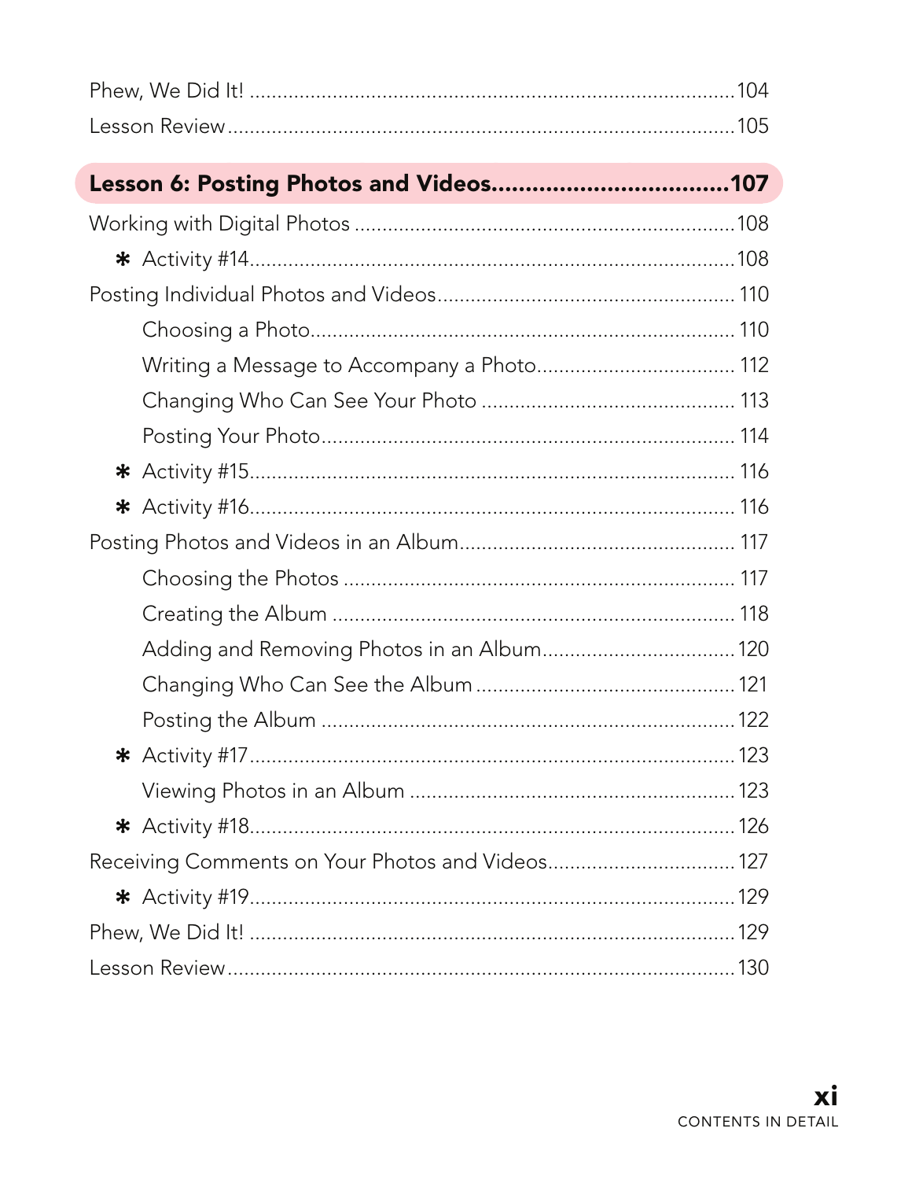Phew, We Did It! .......... 104

Lesson Review .......... 105

**Lesson 6: Posting Photos and Videos .......... 107**

Working with Digital Photos .......... 108

- ✱ Activity #14 .......... 108

Posting Individual Photos and Videos .......... 110

- Choosing a Photo .......... 110
- Writing a Message to Accompany a Photo .......... 112
- Changing Who Can See Your Photo .......... 113
- Posting Your Photo .......... 114
- ✱ Activity #15 .......... 116
- ✱ Activity #16 .......... 116

Posting Photos and Videos in an Album .......... 117

- Choosing the Photos .......... 117
- Creating the Album .......... 118
- Adding and Removing Photos in an Album .......... 120
- Changing Who Can See the Album .......... 121
- Posting the Album .......... 122
- ✱ Activity #17 .......... 123
- Viewing Photos in an Album .......... 123
- ✱ Activity #18 .......... 126

Receiving Comments on Your Photos and Videos .......... 127

- ✱ Activity #19 .......... 129

Phew, We Did It! .......... 129

Lesson Review .......... 130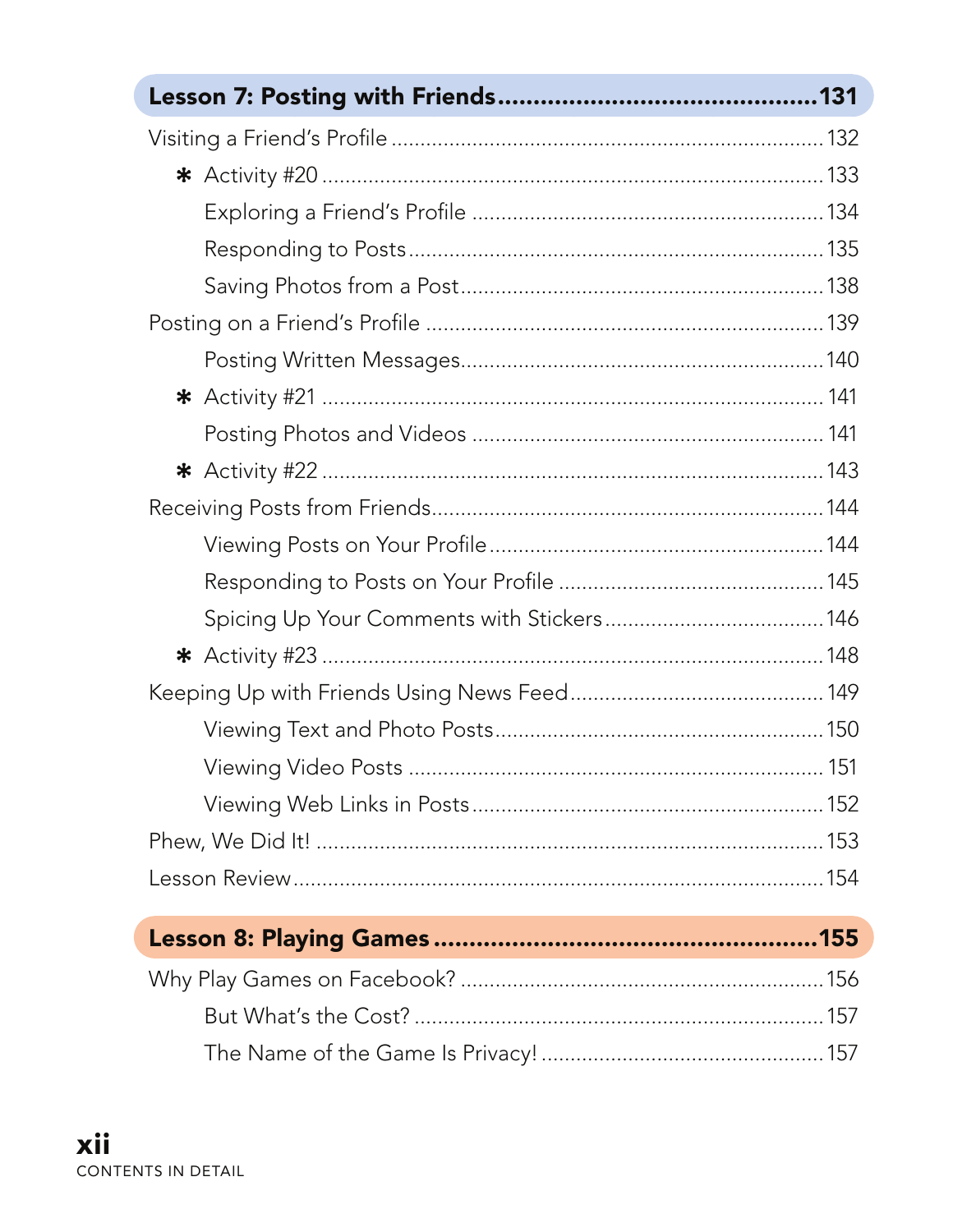**Lesson 7: Posting with Friends ............................................131**

Visiting a Friend's Profile ........................................................................ 132

* Activity #20 ................................................................................ 133

  Exploring a Friend's Profile ........................................................ 134

  Responding to Posts ..................................................................... 135

  Saving Photos from a Post ........................................................... 138

Posting on a Friend's Profile .................................................................. 139

  Posting Written Messages ............................................................ 140

* Activity #21 ................................................................................. 141

  Posting Photos and Videos ........................................................... 141

* Activity #22 ................................................................................. 143

Receiving Posts from Friends.................................................................. 144

  Viewing Posts on Your Profile ...................................................... 144

  Responding to Posts on Your Profile ........................................... 145

  Spicing Up Your Comments with Stickers ..................................... 146

* Activity #23 ................................................................................. 148

Keeping Up with Friends Using News Feed........................................... 149

  Viewing Text and Photo Posts ...................................................... 150

  Viewing Video Posts ..................................................................... 151

  Viewing Web Links in Posts .......................................................... 152

Phew, We Did It! ...................................................................................... 153

Lesson Review.......................................................................................... 154

**Lesson 8: Playing Games ....................................................155**

Why Play Games on Facebook? ............................................................. 156

  But What's the Cost? ..................................................................... 157

  The Name of the Game Is Privacy! ............................................... 157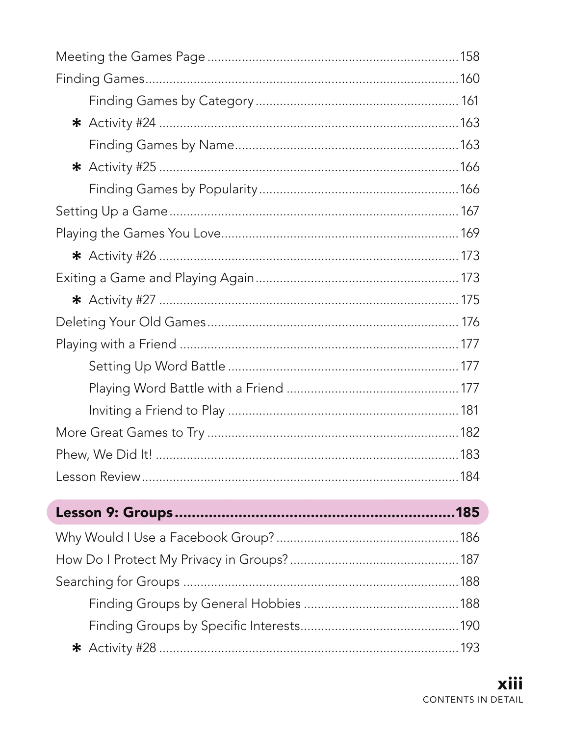Meeting the Games Page ........................................................................ 158

Finding Games ........................................................................ 160

    Finding Games by Category ........................................................................ 161

  * Activity #24 ........................................................................ 163

    Finding Games by Name ........................................................................ 163

  * Activity #25 ........................................................................ 166

    Finding Games by Popularity ........................................................................ 166

Setting Up a Game ........................................................................ 167

Playing the Games You Love ........................................................................ 169

  * Activity #26 ........................................................................ 173

Exiting a Game and Playing Again ........................................................................ 173

  * Activity #27 ........................................................................ 175

Deleting Your Old Games ........................................................................ 176

Playing with a Friend ........................................................................ 177

    Setting Up Word Battle ........................................................................ 177

    Playing Word Battle with a Friend ........................................................................ 177

    Inviting a Friend to Play ........................................................................ 181

More Great Games to Try ........................................................................ 182

Phew, We Did It! ........................................................................ 183

Lesson Review ........................................................................ 184

## Lesson 9: Groups ........................................................................ 185

Why Would I Use a Facebook Group? ........................................................................ 186

How Do I Protect My Privacy in Groups? ........................................................................ 187

Searching for Groups ........................................................................ 188

    Finding Groups by General Hobbies ........................................................................ 188

    Finding Groups by Specific Interests ........................................................................ 190

  * Activity #28 ........................................................................ 193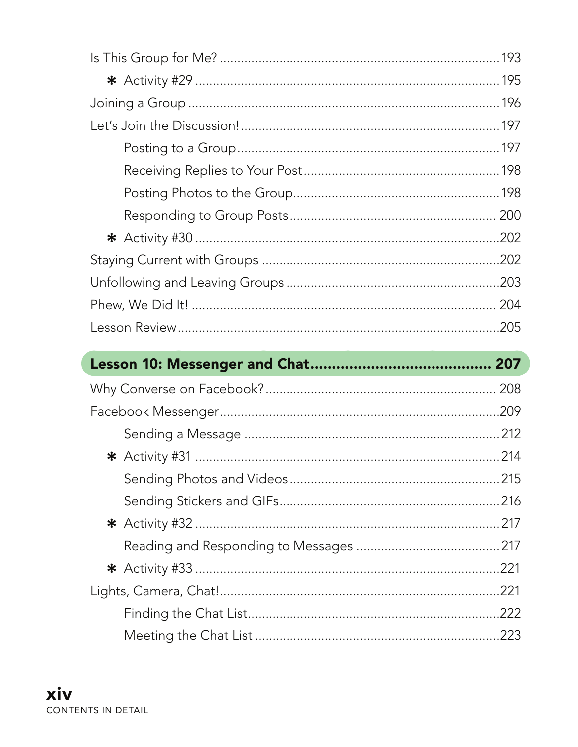Is This Group for Me? ............ 193

- * Activity #29 ............ 195

Joining a Group ............ 196

Let's Join the Discussion! ............ 197

- Posting to a Group ............ 197
- Receiving Replies to Your Post ............ 198
- Posting Photos to the Group ............ 198
- Responding to Group Posts ............ 200
- * Activity #30 ............ 202

Staying Current with Groups ............ 202

Unfollowing and Leaving Groups ............ 203

Phew, We Did It! ............ 204

Lesson Review ............ 205

## Lesson 10: Messenger and Chat ............ 207

Why Converse on Facebook? ............ 208

Facebook Messenger ............ 209

- Sending a Message ............ 212
- * Activity #31 ............ 214
- Sending Photos and Videos ............ 215
- Sending Stickers and GIFs ............ 216
- * Activity #32 ............ 217
- Reading and Responding to Messages ............ 217
- * Activity #33 ............ 221

Lights, Camera, Chat! ............ 221

- Finding the Chat List ............ 222
- Meeting the Chat List ............ 223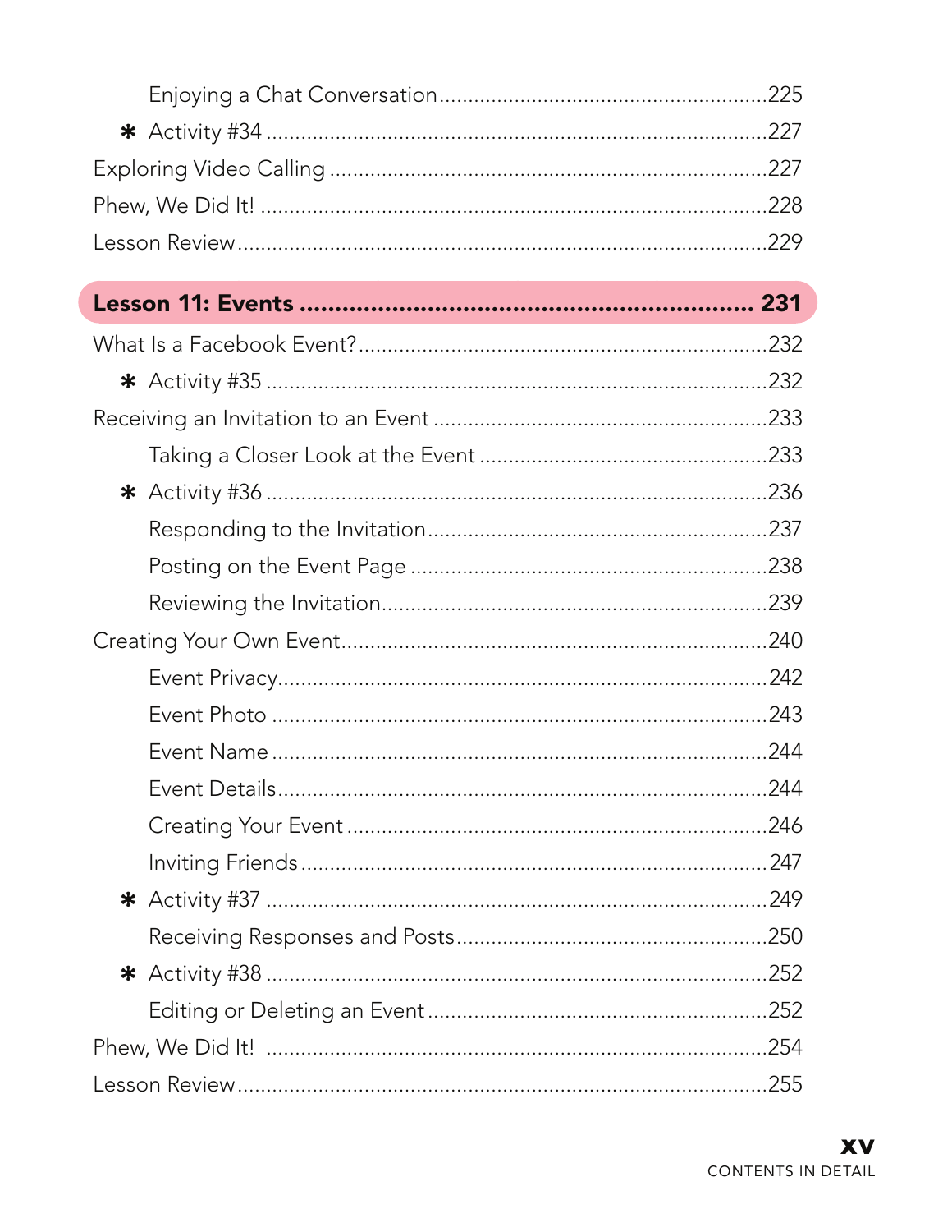Enjoying a Chat Conversation....................225
✱ Activity #34....................227
Exploring Video Calling....................227
Phew, We Did It!....................228
Lesson Review....................229

**Lesson 11: Events .................... 231**

What Is a Facebook Event?....................232
✱ Activity #35....................232
Receiving an Invitation to an Event....................233
Taking a Closer Look at the Event....................233
✱ Activity #36....................236
Responding to the Invitation....................237
Posting on the Event Page....................238
Reviewing the Invitation....................239
Creating Your Own Event....................240
Event Privacy....................242
Event Photo....................243
Event Name....................244
Event Details....................244
Creating Your Event....................246
Inviting Friends....................247
✱ Activity #37....................249
Receiving Responses and Posts....................250
✱ Activity #38....................252
Editing or Deleting an Event....................252
Phew, We Did It!....................254
Lesson Review....................255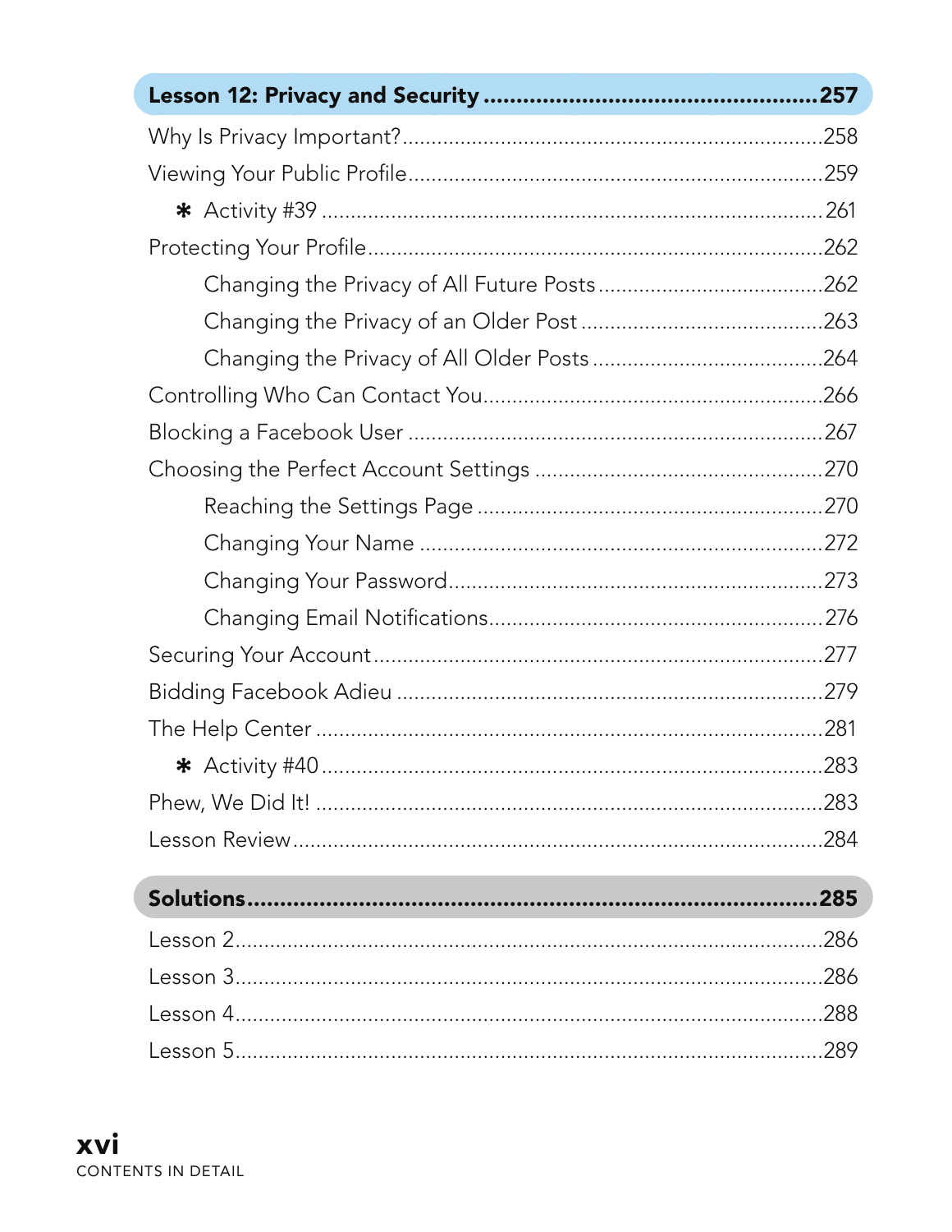**Lesson 12: Privacy and Security .................................................257**

Why Is Privacy Important?........................................................................258

Viewing Your Public Profile......................................................................259

* Activity #39 ......................................................................................261

Protecting Your Profile..............................................................................262

Changing the Privacy of All Future Posts.......................................262

Changing the Privacy of an Older Post..........................................263

Changing the Privacy of All Older Posts........................................264

Controlling Who Can Contact You.........................................................266

Blocking a Facebook User ........................................................................267

Choosing the Perfect Account Settings ..................................................270

Reaching the Settings Page ..............................................................270

Changing Your Name .......................................................................272

Changing Your Password..................................................................273

Changing Email Notifications...........................................................276

Securing Your Account.............................................................................277

Bidding Facebook Adieu .........................................................................279

The Help Center .......................................................................................281

* Activity #40 ......................................................................................283

Phew, We Did It! .......................................................................................283

Lesson Review...........................................................................................284

**Solutions..................................................................................................285**

Lesson 2.....................................................................................................286

Lesson 3.....................................................................................................286

Lesson 4.....................................................................................................288

Lesson 5.....................................................................................................289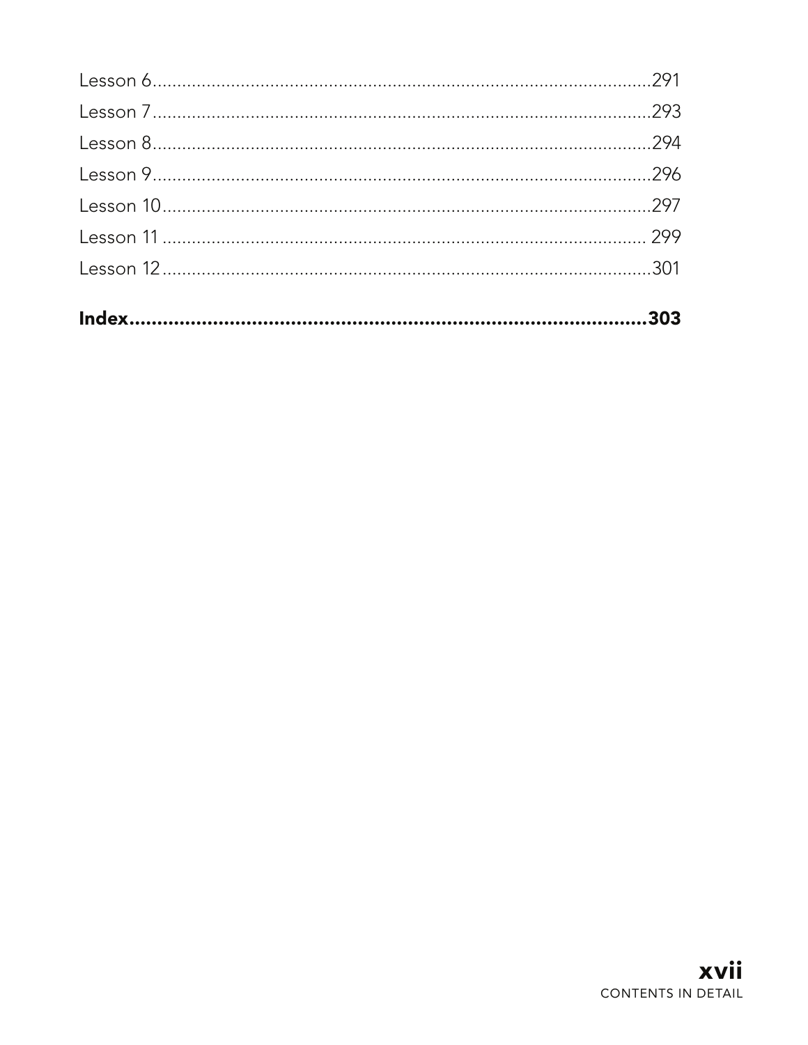Lesson 6 ........................................................................................................ 291
Lesson 7 ........................................................................................................ 293
Lesson 8 ........................................................................................................ 294
Lesson 9 ........................................................................................................ 296
Lesson 10 ...................................................................................................... 297
Lesson 11 ...................................................................................................... 299
Lesson 12 ...................................................................................................... 301

**Index ............................................................................................................ 303**